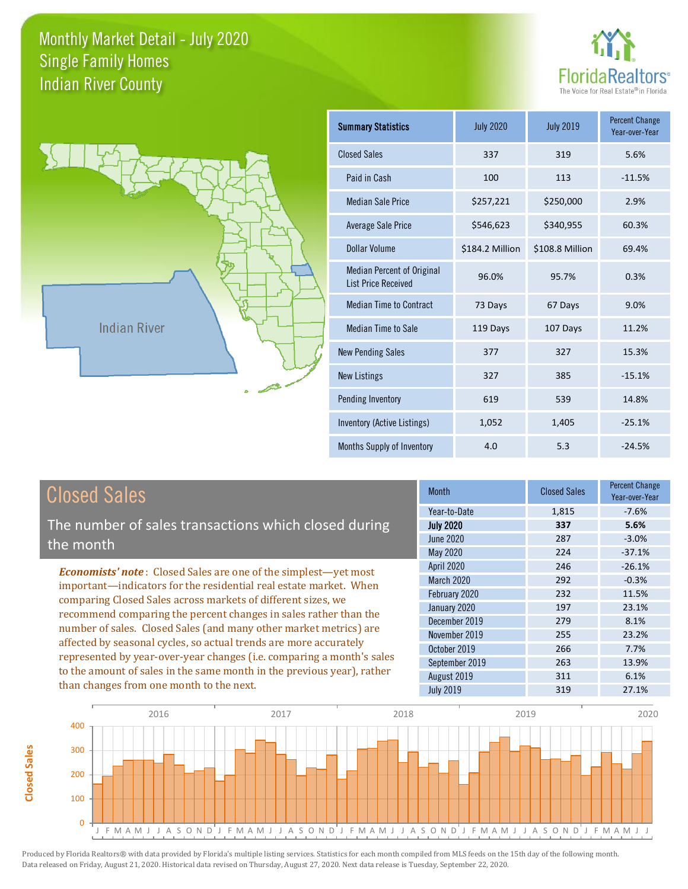# Monthly Market Detail - July 2020
## Single Family Homes
## Indian River County

FloridaRealtors® The Voice for Real Estate® in Florida

Indian River

| Summary Statistics | July 2020 | July 2019 | Percent Change Year-over-Year |
|---|---|---|---|
| Closed Sales | 337 | 319 | 5.6% |
| Paid in Cash | 100 | 113 | -11.5% |
| Median Sale Price | $257,221 | $250,000 | 2.9% |
| Average Sale Price | $546,623 | $340,955 | 60.3% |
| Dollar Volume | $184.2 Million | $108.8 Million | 69.4% |
| Median Percent of Original List Price Received | 96.0% | 95.7% | 0.3% |
| Median Time to Contract | 73 Days | 67 Days | 9.0% |
| Median Time to Sale | 119 Days | 107 Days | 11.2% |
| New Pending Sales | 377 | 327 | 15.3% |
| New Listings | 327 | 385 | -15.1% |
| Pending Inventory | 619 | 539 | 14.8% |
| Inventory (Active Listings) | 1,052 | 1,405 | -25.1% |
| Months Supply of Inventory | 4.0 | 5.3 | -24.5% |

## Closed Sales

The number of sales transactions which closed during the month

*Economists' note*: Closed Sales are one of the simplest—yet most important—indicators for the residential real estate market. When comparing Closed Sales across markets of different sizes, we recommend comparing the percent changes in sales rather than the number of sales. Closed Sales (and many other market metrics) are affected by seasonal cycles, so actual trends are more accurately represented by year-over-year changes (i.e. comparing a month's sales to the amount of sales in the same month in the previous year), rather than changes from one month to the next.

| Month | Closed Sales | Percent Change Year-over-Year |
|---|---|---|
| Year-to-Date | 1,815 | -7.6% |
| **July 2020** | **337** | **5.6%** |
| June 2020 | 287 | -3.0% |
| May 2020 | 224 | -37.1% |
| April 2020 | 246 | -26.1% |
| March 2020 | 292 | -0.3% |
| February 2020 | 232 | 11.5% |
| January 2020 | 197 | 23.1% |
| December 2019 | 279 | 8.1% |
| November 2019 | 255 | 23.2% |
| October 2019 | 266 | 7.7% |
| September 2019 | 263 | 13.9% |
| August 2019 | 311 | 6.1% |
| July 2019 | 319 | 27.1% |

Produced by Florida Realtors® with data provided by Florida's multiple listing services. Statistics for each month compiled from MLS feeds on the 15th day of the following month. Data released on Friday, August 21, 2020. Historical data revised on Thursday, August 27, 2020. Next data release is Tuesday, September 22, 2020.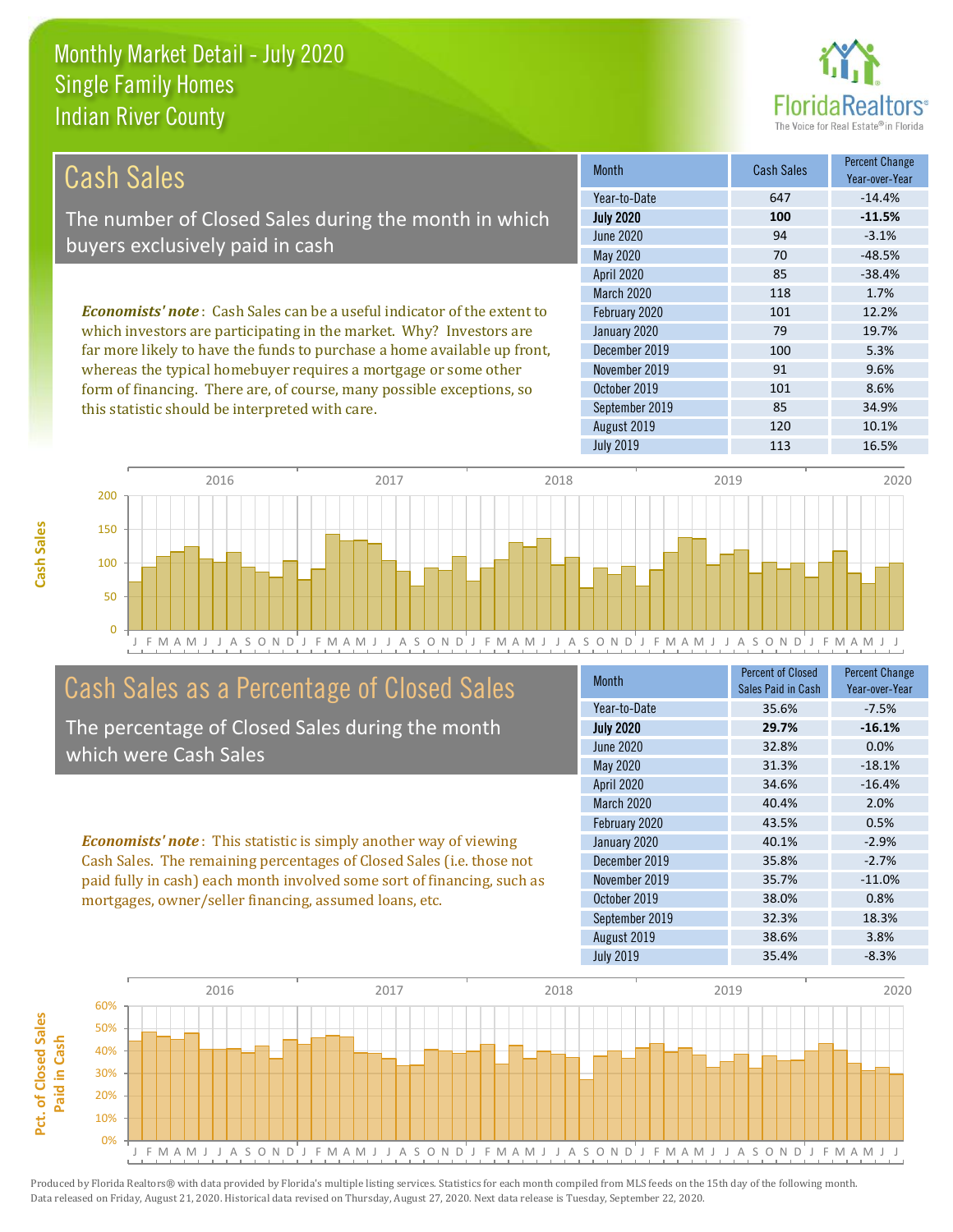# Monthly Market Detail - July 2020
## Single Family Homes
## Indian River County

## Cash Sales

The number of Closed Sales during the month in which buyers exclusively paid in cash

***Economists' note***: Cash Sales can be a useful indicator of the extent to which investors are participating in the market. Why? Investors are far more likely to have the funds to purchase a home available up front, whereas the typical homebuyer requires a mortgage or some other form of financing. There are, of course, many possible exceptions, so this statistic should be interpreted with care.

| Month | Cash Sales | Percent Change Year-over-Year |
|---|---|---|
| Year-to-Date | 647 | -14.4% |
| **July 2020** | **100** | **-11.5%** |
| June 2020 | 94 | -3.1% |
| May 2020 | 70 | -48.5% |
| April 2020 | 85 | -38.4% |
| March 2020 | 118 | 1.7% |
| February 2020 | 101 | 12.2% |
| January 2020 | 79 | 19.7% |
| December 2019 | 100 | 5.3% |
| November 2019 | 91 | 9.6% |
| October 2019 | 101 | 8.6% |
| September 2019 | 85 | 34.9% |
| August 2019 | 120 | 10.1% |
| July 2019 | 113 | 16.5% |

## Cash Sales as a Percentage of Closed Sales

The percentage of Closed Sales during the month which were Cash Sales

***Economists' note***: This statistic is simply another way of viewing Cash Sales. The remaining percentages of Closed Sales (i.e. those not paid fully in cash) each month involved some sort of financing, such as mortgages, owner/seller financing, assumed loans, etc.

| Month | Percent of Closed Sales Paid in Cash | Percent Change Year-over-Year |
|---|---|---|
| Year-to-Date | 35.6% | -7.5% |
| **July 2020** | **29.7%** | **-16.1%** |
| June 2020 | 32.8% | 0.0% |
| May 2020 | 31.3% | -18.1% |
| April 2020 | 34.6% | -16.4% |
| March 2020 | 40.4% | 2.0% |
| February 2020 | 43.5% | 0.5% |
| January 2020 | 40.1% | -2.9% |
| December 2019 | 35.8% | -2.7% |
| November 2019 | 35.7% | -11.0% |
| October 2019 | 38.0% | 0.8% |
| September 2019 | 32.3% | 18.3% |
| August 2019 | 38.6% | 3.8% |
| July 2019 | 35.4% | -8.3% |

Produced by Florida Realtors® with data provided by Florida's multiple listing services. Statistics for each month compiled from MLS feeds on the 15th day of the following month. Data released on Friday, August 21, 2020. Historical data revised on Thursday, August 27, 2020. Next data release is Tuesday, September 22, 2020.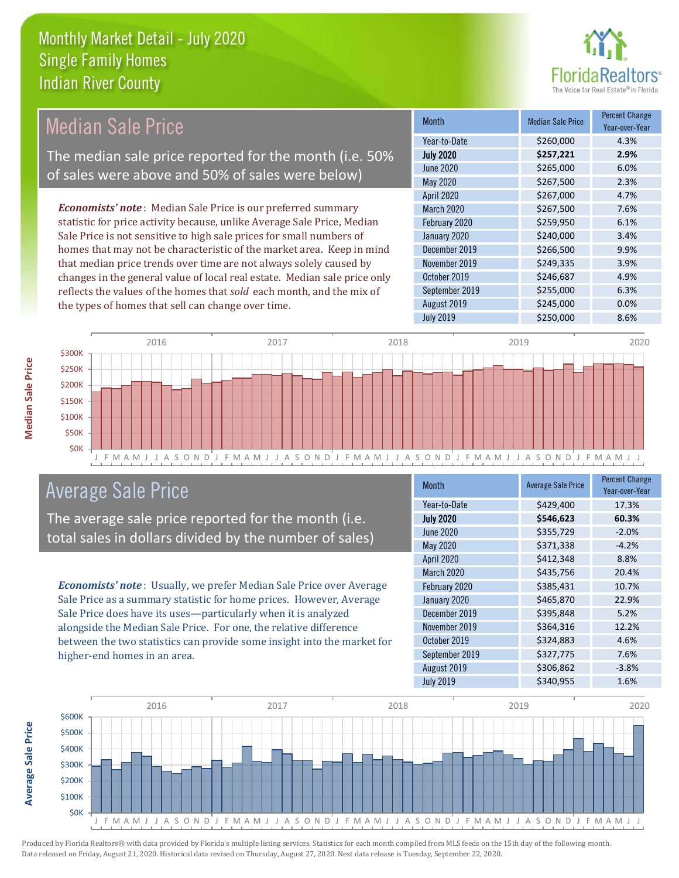# Monthly Market Detail - July 2020
## Single Family Homes
## Indian River County

## Median Sale Price

The median sale price reported for the month (i.e. 50% of sales were above and 50% of sales were below)

*Economists' note*: Median Sale Price is our preferred summary statistic for price activity because, unlike Average Sale Price, Median Sale Price is not sensitive to high sale prices for small numbers of homes that may not be characteristic of the market area. Keep in mind that median price trends over time are not always solely caused by changes in the general value of local real estate. Median sale price only reflects the values of the homes that *sold* each month, and the mix of the types of homes that sell can change over time.

| Month | Median Sale Price | Percent Change Year-over-Year |
|---|---|---|
| Year-to-Date | $260,000 | 4.3% |
| **July 2020** | **$257,221** | **2.9%** |
| June 2020 | $265,000 | 6.0% |
| May 2020 | $267,500 | 2.3% |
| April 2020 | $267,000 | 4.7% |
| March 2020 | $267,500 | 7.6% |
| February 2020 | $259,950 | 6.1% |
| January 2020 | $240,000 | 3.4% |
| December 2019 | $266,500 | 9.9% |
| November 2019 | $249,335 | 3.9% |
| October 2019 | $246,687 | 4.9% |
| September 2019 | $255,000 | 6.3% |
| August 2019 | $245,000 | 0.0% |
| July 2019 | $250,000 | 8.6% |

## Average Sale Price

The average sale price reported for the month (i.e. total sales in dollars divided by the number of sales)

*Economists' note*: Usually, we prefer Median Sale Price over Average Sale Price as a summary statistic for home prices. However, Average Sale Price does have its uses—particularly when it is analyzed alongside the Median Sale Price. For one, the relative difference between the two statistics can provide some insight into the market for higher-end homes in an area.

| Month | Average Sale Price | Percent Change Year-over-Year |
|---|---|---|
| Year-to-Date | $429,400 | 17.3% |
| **July 2020** | **$546,623** | **60.3%** |
| June 2020 | $355,729 | -2.0% |
| May 2020 | $371,338 | -4.2% |
| April 2020 | $412,348 | 8.8% |
| March 2020 | $435,756 | 20.4% |
| February 2020 | $385,431 | 10.7% |
| January 2020 | $465,870 | 22.9% |
| December 2019 | $395,848 | 5.2% |
| November 2019 | $364,316 | 12.2% |
| October 2019 | $324,883 | 4.6% |
| September 2019 | $327,775 | 7.6% |
| August 2019 | $306,862 | -3.8% |
| July 2019 | $340,955 | 1.6% |

Produced by Florida Realtors® with data provided by Florida's multiple listing services. Statistics for each month compiled from MLS feeds on the 15th day of the following month. Data released on Friday, August 21, 2020. Historical data revised on Thursday, August 27, 2020. Next data release is Tuesday, September 22, 2020.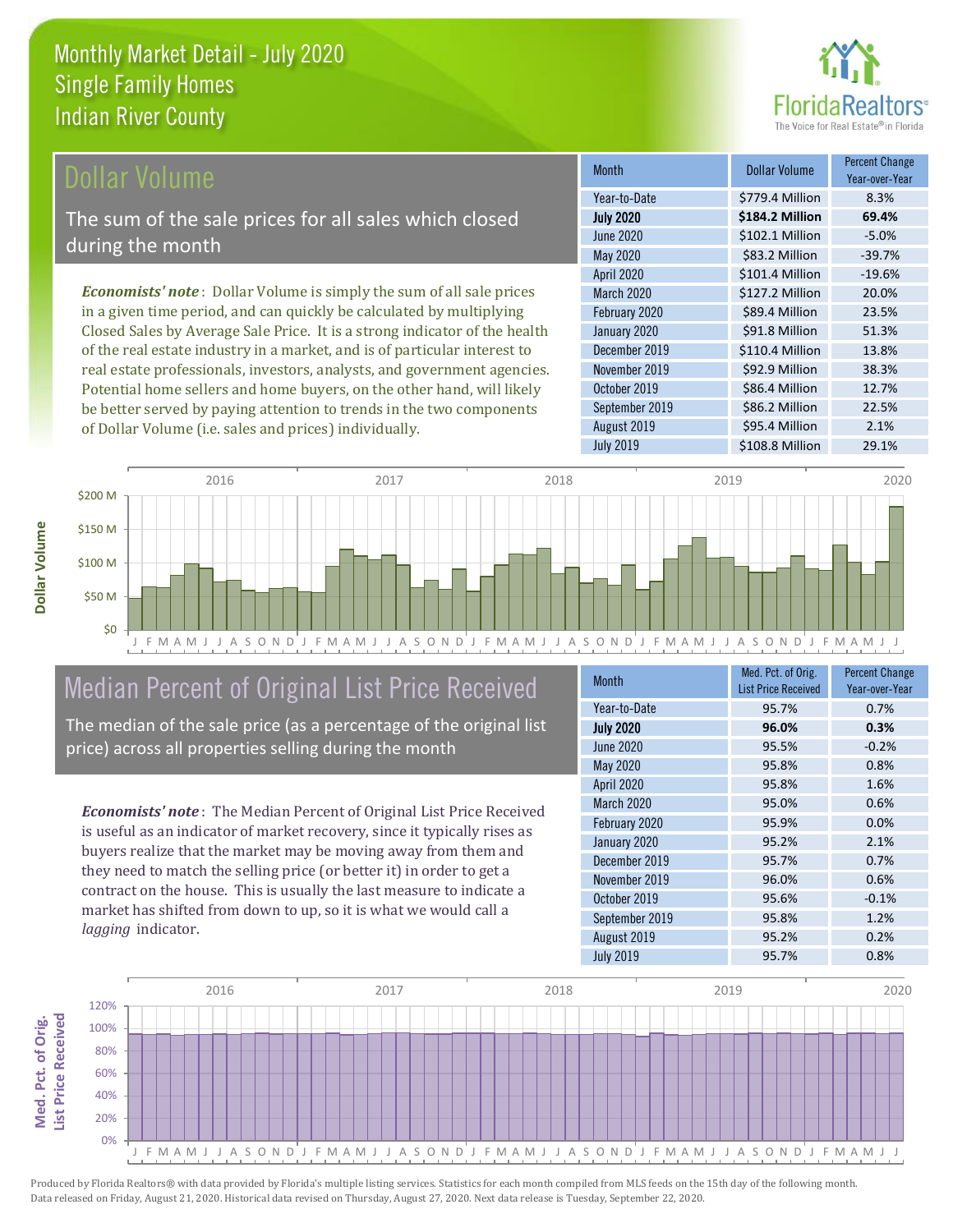# Monthly Market Detail - July 2020
## Single Family Homes
## Indian River County

## Dollar Volume

The sum of the sale prices for all sales which closed during the month

*Economists' note*: Dollar Volume is simply the sum of all sale prices in a given time period, and can quickly be calculated by multiplying Closed Sales by Average Sale Price. It is a strong indicator of the health of the real estate industry in a market, and is of particular interest to real estate professionals, investors, analysts, and government agencies. Potential home sellers and home buyers, on the other hand, will likely be better served by paying attention to trends in the two components of Dollar Volume (i.e. sales and prices) individually.

| Month | Dollar Volume | Percent Change Year-over-Year |
|---|---|---|
| Year-to-Date | $779.4 Million | 8.3% |
| **July 2020** | **$184.2 Million** | **69.4%** |
| June 2020 | $102.1 Million | -5.0% |
| May 2020 | $83.2 Million | -39.7% |
| April 2020 | $101.4 Million | -19.6% |
| March 2020 | $127.2 Million | 20.0% |
| February 2020 | $89.4 Million | 23.5% |
| January 2020 | $91.8 Million | 51.3% |
| December 2019 | $110.4 Million | 13.8% |
| November 2019 | $92.9 Million | 38.3% |
| October 2019 | $86.4 Million | 12.7% |
| September 2019 | $86.2 Million | 22.5% |
| August 2019 | $95.4 Million | 2.1% |
| July 2019 | $108.8 Million | 29.1% |

## Median Percent of Original List Price Received

The median of the sale price (as a percentage of the original list price) across all properties selling during the month

*Economists' note*: The Median Percent of Original List Price Received is useful as an indicator of market recovery, since it typically rises as buyers realize that the market may be moving away from them and they need to match the selling price (or better it) in order to get a contract on the house. This is usually the last measure to indicate a market has shifted from down to up, so it is what we would call a *lagging* indicator.

| Month | Med. Pct. of Orig. List Price Received | Percent Change Year-over-Year |
|---|---|---|
| Year-to-Date | 95.7% | 0.7% |
| **July 2020** | **96.0%** | **0.3%** |
| June 2020 | 95.5% | -0.2% |
| May 2020 | 95.8% | 0.8% |
| April 2020 | 95.8% | 1.6% |
| March 2020 | 95.0% | 0.6% |
| February 2020 | 95.9% | 0.0% |
| January 2020 | 95.2% | 2.1% |
| December 2019 | 95.7% | 0.7% |
| November 2019 | 96.0% | 0.6% |
| October 2019 | 95.6% | -0.1% |
| September 2019 | 95.8% | 1.2% |
| August 2019 | 95.2% | 0.2% |
| July 2019 | 95.7% | 0.8% |

Produced by Florida Realtors® with data provided by Florida's multiple listing services. Statistics for each month compiled from MLS feeds on the 15th day of the following month. Data released on Friday, August 21, 2020. Historical data revised on Thursday, August 27, 2020. Next data release is Tuesday, September 22, 2020.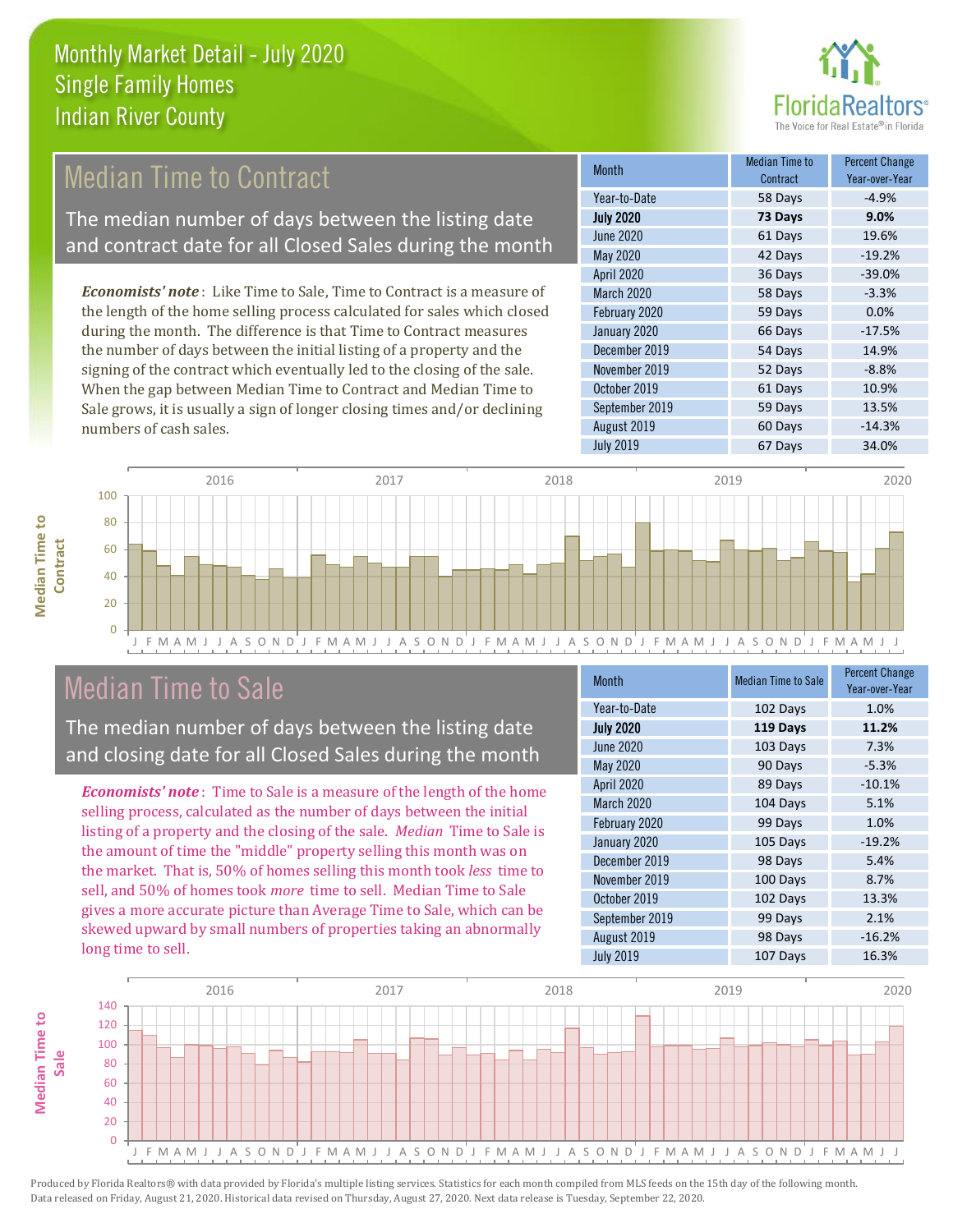# Monthly Market Detail - July 2020
## Single Family Homes
## Indian River County

## Median Time to Contract

The median number of days between the listing date and contract date for all Closed Sales during the month

*Economists' note*: Like Time to Sale, Time to Contract is a measure of the length of the home selling process calculated for sales which closed during the month. The difference is that Time to Contract measures the number of days between the initial listing of a property and the signing of the contract which eventually led to the closing of the sale. When the gap between Median Time to Contract and Median Time to Sale grows, it is usually a sign of longer closing times and/or declining numbers of cash sales.

| Month | Median Time to Contract | Percent Change Year-over-Year |
|---|---|---|
| Year-to-Date | 58 Days | -4.9% |
| **July 2020** | **73 Days** | **9.0%** |
| June 2020 | 61 Days | 19.6% |
| May 2020 | 42 Days | -19.2% |
| April 2020 | 36 Days | -39.0% |
| March 2020 | 58 Days | -3.3% |
| February 2020 | 59 Days | 0.0% |
| January 2020 | 66 Days | -17.5% |
| December 2019 | 54 Days | 14.9% |
| November 2019 | 52 Days | -8.8% |
| October 2019 | 61 Days | 10.9% |
| September 2019 | 59 Days | 13.5% |
| August 2019 | 60 Days | -14.3% |
| July 2019 | 67 Days | 34.0% |

## Median Time to Sale

The median number of days between the listing date and closing date for all Closed Sales during the month

*Economists' note*: Time to Sale is a measure of the length of the home selling process, calculated as the number of days between the initial listing of a property and the closing of the sale. *Median* Time to Sale is the amount of time the "middle" property selling this month was on the market. That is, 50% of homes selling this month took *less* time to sell, and 50% of homes took *more* time to sell. Median Time to Sale gives a more accurate picture than Average Time to Sale, which can be skewed upward by small numbers of properties taking an abnormally long time to sell.

| Month | Median Time to Sale | Percent Change Year-over-Year |
|---|---|---|
| Year-to-Date | 102 Days | 1.0% |
| **July 2020** | **119 Days** | **11.2%** |
| June 2020 | 103 Days | 7.3% |
| May 2020 | 90 Days | -5.3% |
| April 2020 | 89 Days | -10.1% |
| March 2020 | 104 Days | 5.1% |
| February 2020 | 99 Days | 1.0% |
| January 2020 | 105 Days | -19.2% |
| December 2019 | 98 Days | 5.4% |
| November 2019 | 100 Days | 8.7% |
| October 2019 | 102 Days | 13.3% |
| September 2019 | 99 Days | 2.1% |
| August 2019 | 98 Days | -16.2% |
| July 2019 | 107 Days | 16.3% |

Produced by Florida Realtors® with data provided by Florida's multiple listing services. Statistics for each month compiled from MLS feeds on the 15th day of the following month. Data released on Friday, August 21, 2020. Historical data revised on Thursday, August 27, 2020. Next data release is Tuesday, September 22, 2020.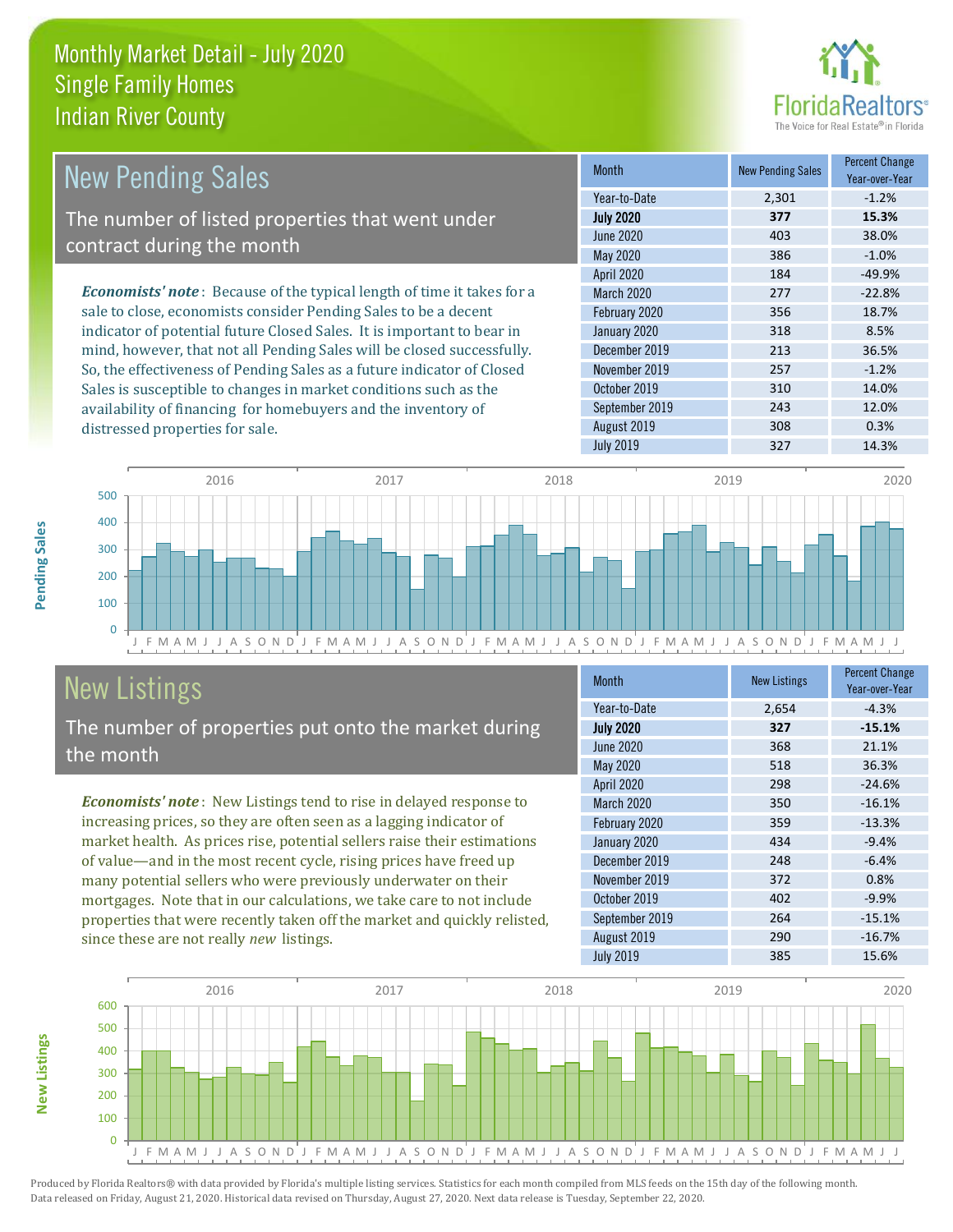# Monthly Market Detail - July 2020
## Single Family Homes
## Indian River County

## New Pending Sales

The number of listed properties that went under contract during the month

***Economists' note***: Because of the typical length of time it takes for a sale to close, economists consider Pending Sales to be a decent indicator of potential future Closed Sales. It is important to bear in mind, however, that not all Pending Sales will be closed successfully. So, the effectiveness of Pending Sales as a future indicator of Closed Sales is susceptible to changes in market conditions such as the availability of financing for homebuyers and the inventory of distressed properties for sale.

| Month | New Pending Sales | Percent Change Year-over-Year |
|---|---|---|
| Year-to-Date | 2,301 | -1.2% |
| **July 2020** | **377** | **15.3%** |
| June 2020 | 403 | 38.0% |
| May 2020 | 386 | -1.0% |
| April 2020 | 184 | -49.9% |
| March 2020 | 277 | -22.8% |
| February 2020 | 356 | 18.7% |
| January 2020 | 318 | 8.5% |
| December 2019 | 213 | 36.5% |
| November 2019 | 257 | -1.2% |
| October 2019 | 310 | 14.0% |
| September 2019 | 243 | 12.0% |
| August 2019 | 308 | 0.3% |
| July 2019 | 327 | 14.3% |

## New Listings

The number of properties put onto the market during the month

***Economists' note***: New Listings tend to rise in delayed response to increasing prices, so they are often seen as a lagging indicator of market health. As prices rise, potential sellers raise their estimations of value—and in the most recent cycle, rising prices have freed up many potential sellers who were previously underwater on their mortgages. Note that in our calculations, we take care to not include properties that were recently taken off the market and quickly relisted, since these are not really *new* listings.

| Month | New Listings | Percent Change Year-over-Year |
|---|---|---|
| Year-to-Date | 2,654 | -4.3% |
| **July 2020** | **327** | **-15.1%** |
| June 2020 | 368 | 21.1% |
| May 2020 | 518 | 36.3% |
| April 2020 | 298 | -24.6% |
| March 2020 | 350 | -16.1% |
| February 2020 | 359 | -13.3% |
| January 2020 | 434 | -9.4% |
| December 2019 | 248 | -6.4% |
| November 2019 | 372 | 0.8% |
| October 2019 | 402 | -9.9% |
| September 2019 | 264 | -15.1% |
| August 2019 | 290 | -16.7% |
| July 2019 | 385 | 15.6% |

Produced by Florida Realtors® with data provided by Florida's multiple listing services. Statistics for each month compiled from MLS feeds on the 15th day of the following month. Data released on Friday, August 21, 2020. Historical data revised on Thursday, August 27, 2020. Next data release is Tuesday, September 22, 2020.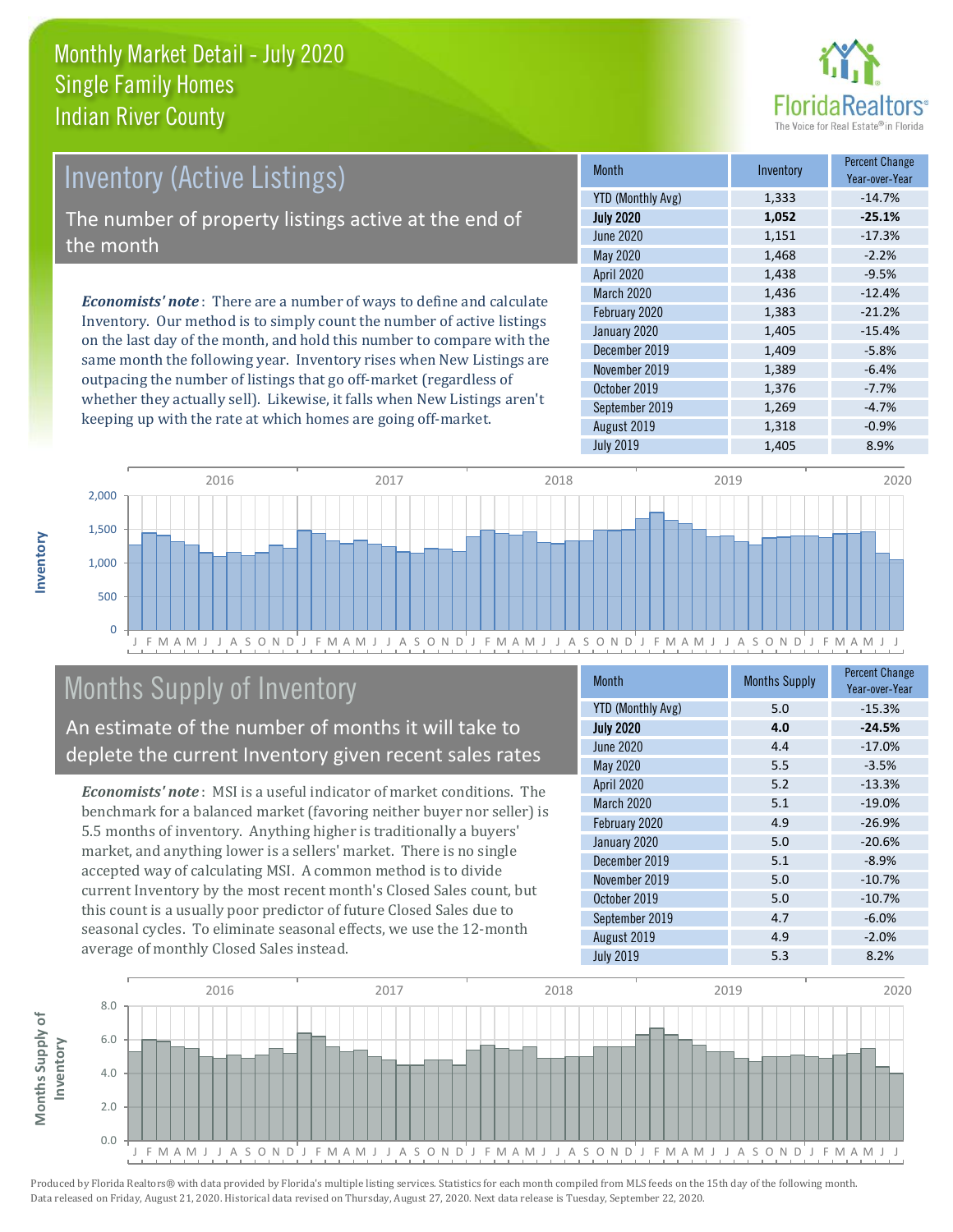# Monthly Market Detail - July 2020
## Single Family Homes
## Indian River County

## Inventory (Active Listings)

The number of property listings active at the end of the month

*Economists' note*: There are a number of ways to define and calculate Inventory. Our method is to simply count the number of active listings on the last day of the month, and hold this number to compare with the same month the following year. Inventory rises when New Listings are outpacing the number of listings that go off-market (regardless of whether they actually sell). Likewise, it falls when New Listings aren't keeping up with the rate at which homes are going off-market.

| Month | Inventory | Percent Change Year-over-Year |
|---|---|---|
| YTD (Monthly Avg) | 1,333 | -14.7% |
| **July 2020** | **1,052** | **-25.1%** |
| June 2020 | 1,151 | -17.3% |
| May 2020 | 1,468 | -2.2% |
| April 2020 | 1,438 | -9.5% |
| March 2020 | 1,436 | -12.4% |
| February 2020 | 1,383 | -21.2% |
| January 2020 | 1,405 | -15.4% |
| December 2019 | 1,409 | -5.8% |
| November 2019 | 1,389 | -6.4% |
| October 2019 | 1,376 | -7.7% |
| September 2019 | 1,269 | -4.7% |
| August 2019 | 1,318 | -0.9% |
| July 2019 | 1,405 | 8.9% |

## Months Supply of Inventory

An estimate of the number of months it will take to deplete the current Inventory given recent sales rates

*Economists' note*: MSI is a useful indicator of market conditions. The benchmark for a balanced market (favoring neither buyer nor seller) is 5.5 months of inventory. Anything higher is traditionally a buyers' market, and anything lower is a sellers' market. There is no single accepted way of calculating MSI. A common method is to divide current Inventory by the most recent month's Closed Sales count, but this count is a usually poor predictor of future Closed Sales due to seasonal cycles. To eliminate seasonal effects, we use the 12-month average of monthly Closed Sales instead.

| Month | Months Supply | Percent Change Year-over-Year |
|---|---|---|
| YTD (Monthly Avg) | 5.0 | -15.3% |
| **July 2020** | **4.0** | **-24.5%** |
| June 2020 | 4.4 | -17.0% |
| May 2020 | 5.5 | -3.5% |
| April 2020 | 5.2 | -13.3% |
| March 2020 | 5.1 | -19.0% |
| February 2020 | 4.9 | -26.9% |
| January 2020 | 5.0 | -20.6% |
| December 2019 | 5.1 | -8.9% |
| November 2019 | 5.0 | -10.7% |
| October 2019 | 5.0 | -10.7% |
| September 2019 | 4.7 | -6.0% |
| August 2019 | 4.9 | -2.0% |
| July 2019 | 5.3 | 8.2% |

Produced by Florida Realtors® with data provided by Florida's multiple listing services. Statistics for each month compiled from MLS feeds on the 15th day of the following month. Data released on Friday, August 21, 2020. Historical data revised on Thursday, August 27, 2020. Next data release is Tuesday, September 22, 2020.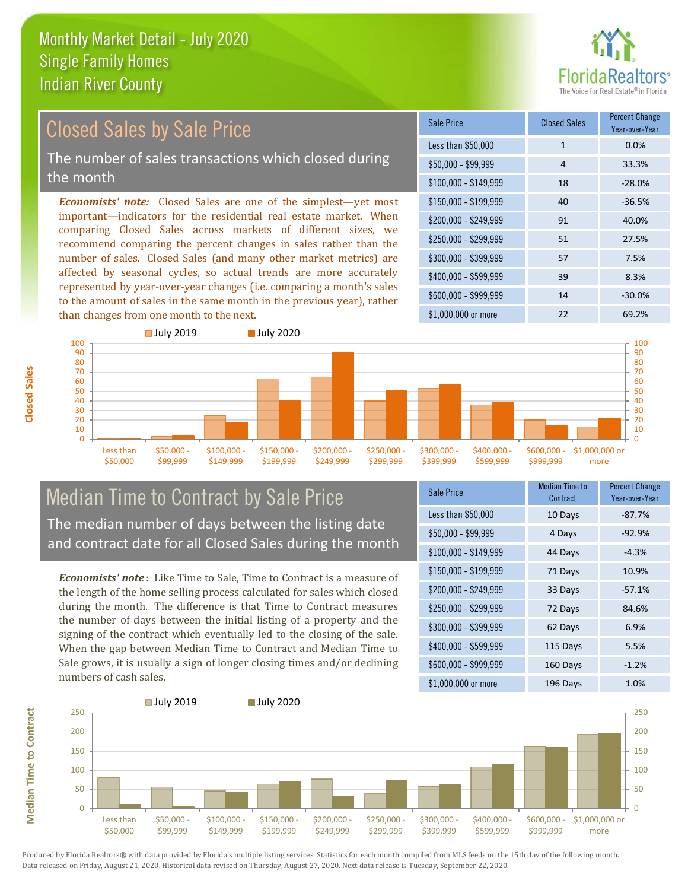# Monthly Market Detail - July 2020
## Single Family Homes
## Indian River County

## Closed Sales by Sale Price

The number of sales transactions which closed during the month

***Economists' note:*** Closed Sales are one of the simplest—yet most important—indicators for the residential real estate market. When comparing Closed Sales across markets of different sizes, we recommend comparing the percent changes in sales rather than the number of sales. Closed Sales (and many other market metrics) are affected by seasonal cycles, so actual trends are more accurately represented by year-over-year changes (i.e. comparing a month's sales to the amount of sales in the same month in the previous year), rather than changes from one month to the next.

| Sale Price | Closed Sales | Percent Change Year-over-Year |
|---|---|---|
| Less than $50,000 | 1 | 0.0% |
| $50,000 - $99,999 | 4 | 33.3% |
| $100,000 - $149,999 | 18 | -28.0% |
| $150,000 - $199,999 | 40 | -36.5% |
| $200,000 - $249,999 | 91 | 40.0% |
| $250,000 - $299,999 | 51 | 27.5% |
| $300,000 - $399,999 | 57 | 7.5% |
| $400,000 - $599,999 | 39 | 8.3% |
| $600,000 - $999,999 | 14 | -30.0% |
| $1,000,000 or more | 22 | 69.2% |

## Median Time to Contract by Sale Price

The median number of days between the listing date and contract date for all Closed Sales during the month

***Economists' note***: Like Time to Sale, Time to Contract is a measure of the length of the home selling process calculated for sales which closed during the month. The difference is that Time to Contract measures the number of days between the initial listing of a property and the signing of the contract which eventually led to the closing of the sale. When the gap between Median Time to Contract and Median Time to Sale grows, it is usually a sign of longer closing times and/or declining numbers of cash sales.

| Sale Price | Median Time to Contract | Percent Change Year-over-Year |
|---|---|---|
| Less than $50,000 | 10 Days | -87.7% |
| $50,000 - $99,999 | 4 Days | -92.9% |
| $100,000 - $149,999 | 44 Days | -4.3% |
| $150,000 - $199,999 | 71 Days | 10.9% |
| $200,000 - $249,999 | 33 Days | -57.1% |
| $250,000 - $299,999 | 72 Days | 84.6% |
| $300,000 - $399,999 | 62 Days | 6.9% |
| $400,000 - $599,999 | 115 Days | 5.5% |
| $600,000 - $999,999 | 160 Days | -1.2% |
| $1,000,000 or more | 196 Days | 1.0% |

Produced by Florida Realtors® with data provided by Florida's multiple listing services. Statistics for each month compiled from MLS feeds on the 15th day of the following month. Data released on Friday, August 21, 2020. Historical data revised on Thursday, August 27, 2020. Next data release is Tuesday, September 22, 2020.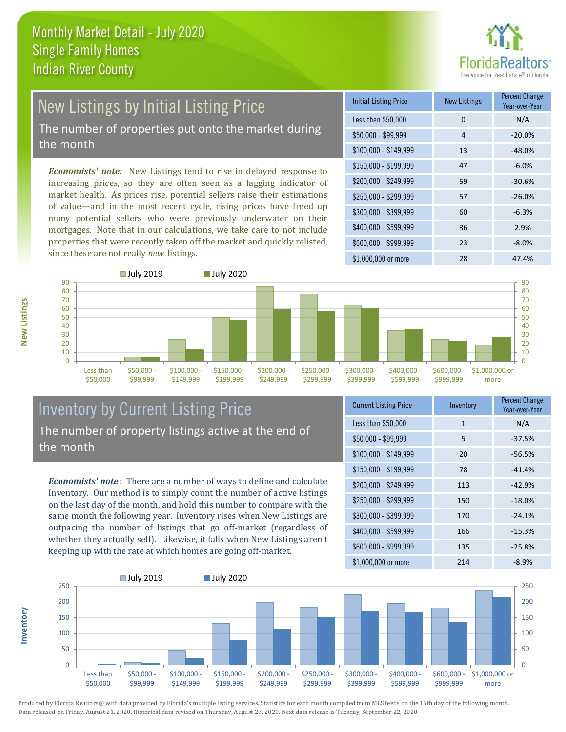# Monthly Market Detail - July 2020
## Single Family Homes
## Indian River County

## New Listings by Initial Listing Price

The number of properties put onto the market during the month

***Economists' note:*** New Listings tend to rise in delayed response to increasing prices, so they are often seen as a lagging indicator of market health. As prices rise, potential sellers raise their estimations of value—and in the most recent cycle, rising prices have freed up many potential sellers who were previously underwater on their mortgages. Note that in our calculations, we take care to not include properties that were recently taken off the market and quickly relisted, since these are not really *new* listings.

| Initial Listing Price | New Listings | Percent Change Year-over-Year |
|---|---|---|
| Less than $50,000 | 0 | N/A |
| $50,000 - $99,999 | 4 | -20.0% |
| $100,000 - $149,999 | 13 | -48.0% |
| $150,000 - $199,999 | 47 | -6.0% |
| $200,000 - $249,999 | 59 | -30.6% |
| $250,000 - $299,999 | 57 | -26.0% |
| $300,000 - $399,999 | 60 | -6.3% |
| $400,000 - $599,999 | 36 | 2.9% |
| $600,000 - $999,999 | 23 | -8.0% |
| $1,000,000 or more | 28 | 47.4% |

## Inventory by Current Listing Price

The number of property listings active at the end of the month

***Economists' note***: There are a number of ways to define and calculate Inventory. Our method is to simply count the number of active listings on the last day of the month, and hold this number to compare with the same month the following year. Inventory rises when New Listings are outpacing the number of listings that go off-market (regardless of whether they actually sell). Likewise, it falls when New Listings aren't keeping up with the rate at which homes are going off-market.

| Current Listing Price | Inventory | Percent Change Year-over-Year |
|---|---|---|
| Less than $50,000 | 1 | N/A |
| $50,000 - $99,999 | 5 | -37.5% |
| $100,000 - $149,999 | 20 | -56.5% |
| $150,000 - $199,999 | 78 | -41.4% |
| $200,000 - $249,999 | 113 | -42.9% |
| $250,000 - $299,999 | 150 | -18.0% |
| $300,000 - $399,999 | 170 | -24.1% |
| $400,000 - $599,999 | 166 | -15.3% |
| $600,000 - $999,999 | 135 | -25.8% |
| $1,000,000 or more | 214 | -8.9% |

Produced by Florida Realtors® with data provided by Florida's multiple listing services. Statistics for each month compiled from MLS feeds on the 15th day of the following month. Data released on Friday, August 21, 2020. Historical data revised on Thursday, August 27, 2020. Next data release is Tuesday, September 22, 2020.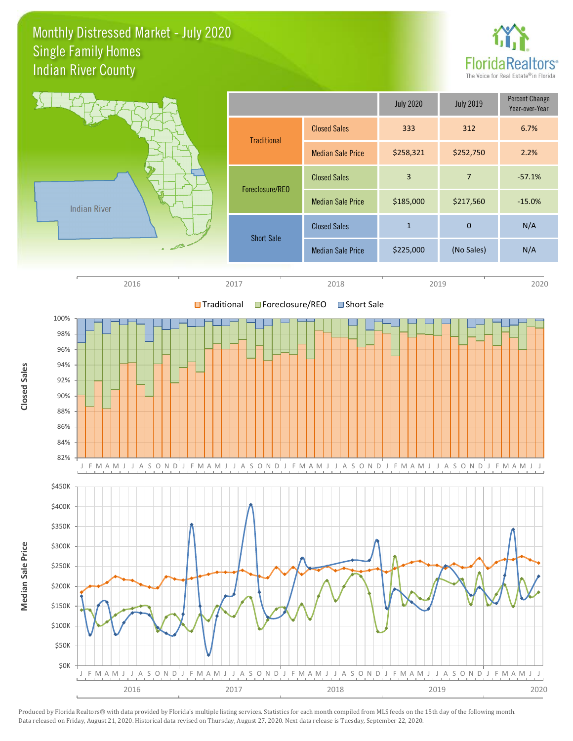# Monthly Distressed Market - July 2020
## Single Family Homes
## Indian River County

FloridaRealtors®
The Voice for Real Estate® in Florida

Indian River

| | | July 2020 | July 2019 | Percent Change Year-over-Year |
|---|---|---|---|---|
| Traditional | Closed Sales | 333 | 312 | 6.7% |
| | Median Sale Price | $258,321 | $252,750 | 2.2% |
| Foreclosure/REO | Closed Sales | 3 | 7 | -57.1% |
| | Median Sale Price | $185,000 | $217,560 | -15.0% |
| Short Sale | Closed Sales | 1 | 0 | N/A |
| | Median Sale Price | $225,000 | (No Sales) | N/A |

2016 2017 2018 2019 2020

Traditional Foreclosure/REO Short Sale

Closed Sales

100% 98% 96% 94% 92% 90% 88% 86% 84% 82%

J F M A M J J A S O N D J F M A M J J A S O N D J F M A M J J A S O N D J F M A M J J A S O N D J F M A M J J

Median Sale Price

$450K $400K $350K $300K $250K $200K $150K $100K $50K $0K

J F M A M J J A S O N D J F M A M J J A S O N D J F M A M J J A S O N D J F M A M J J A S O N D J F M A M J J

2016 2017 2018 2019 2020

Produced by Florida Realtors® with data provided by Florida's multiple listing services. Statistics for each month compiled from MLS feeds on the 15th day of the following month. Data released on Friday, August 21, 2020. Historical data revised on Thursday, August 27, 2020. Next data release is Tuesday, September 22, 2020.